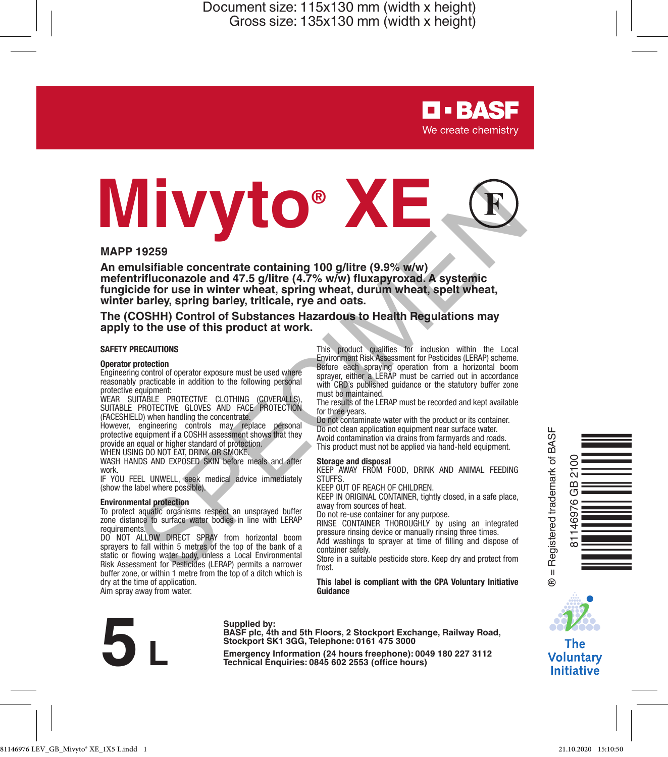Document size: 115x130 mm (width x height)
Gross size: 135x130 mm (width x height)

BASF
We create chemistry

# Mivyto® XE

F

**MAPP 19259**

**An emulsifiable concentrate containing 100 g/litre (9.9% w/w) mefentrifluconazole and 47.5 g/litre (4.7% w/w) fluxapyroxad. A systemic fungicide for use in winter wheat, spring wheat, durum wheat, spelt wheat, winter barley, spring barley, triticale, rye and oats.**

**The (COSHH) Control of Substances Hazardous to Health Regulations may apply to the use of this product at work.**

## SAFETY PRECAUTIONS

### Operator protection

Engineering control of operator exposure must be used where reasonably practicable in addition to the following personal protective equipment:

WEAR SUITABLE PROTECTIVE CLOTHING (COVERALLS), SUITABLE PROTECTIVE GLOVES AND FACE PROTECTION (FACESHIELD) when handling the concentrate.

However, engineering controls may replace personal protective equipment if a COSHH assessment shows that they provide an equal or higher standard of protection.

WHEN USING DO NOT EAT, DRINK OR SMOKE.

WASH HANDS AND EXPOSED SKIN before meals and after work.

IF YOU FEEL UNWELL, seek medical advice immediately (show the label where possible).

### Environmental protection

To protect aquatic organisms respect an unsprayed buffer zone distance to surface water bodies in line with LERAP requirements.

DO NOT ALLOW DIRECT SPRAY from horizontal boom sprayers to fall within 5 metres of the top of the bank of a static or flowing water body, unless a Local Environmental Risk Assessment for Pesticides (LERAP) permits a narrower buffer zone, or within 1 metre from the top of a ditch which is dry at the time of application.

Aim spray away from water.

This product qualifies for inclusion within the Local Environment Risk Assessment for Pesticides (LERAP) scheme. Before each spraying operation from a horizontal boom sprayer, either a LERAP must be carried out in accordance with CRD's published guidance or the statutory buffer zone must be maintained.

The results of the LERAP must be recorded and kept available for three years.

Do not contaminate water with the product or its container.

Do not clean application equipment near surface water.

Avoid contamination via drains from farmyards and roads.

This product must not be applied via hand-held equipment.

### Storage and disposal

KEEP AWAY FROM FOOD, DRINK AND ANIMAL FEEDING STUFFS.

KEEP OUT OF REACH OF CHILDREN.

KEEP IN ORIGINAL CONTAINER, tightly closed, in a safe place, away from sources of heat.

Do not re-use container for any purpose.

RINSE CONTAINER THOROUGHLY by using an integrated pressure rinsing device or manually rinsing three times.

Add washings to sprayer at time of filling and dispose of container safely.

Store in a suitable pesticide store. Keep dry and protect from frost.

**This label is compliant with the CPA Voluntary Initiative Guidance**

® = Registered trademark of BASF

81146976 GB 2100

The Voluntary Initiative

# 5 L

**Supplied by:**
**BASF plc, 4th and 5th Floors, 2 Stockport Exchange, Railway Road, Stockport SK1 3GG, Telephone: 0161 475 3000**

**Emergency Information (24 hours freephone): 0049 180 227 3112**
**Technical Enquiries: 0845 602 2553 (office hours)**

81146976 LEV_GB_Mivyto® XE_1X5 L.indd 1 21.10.2020 15:10:50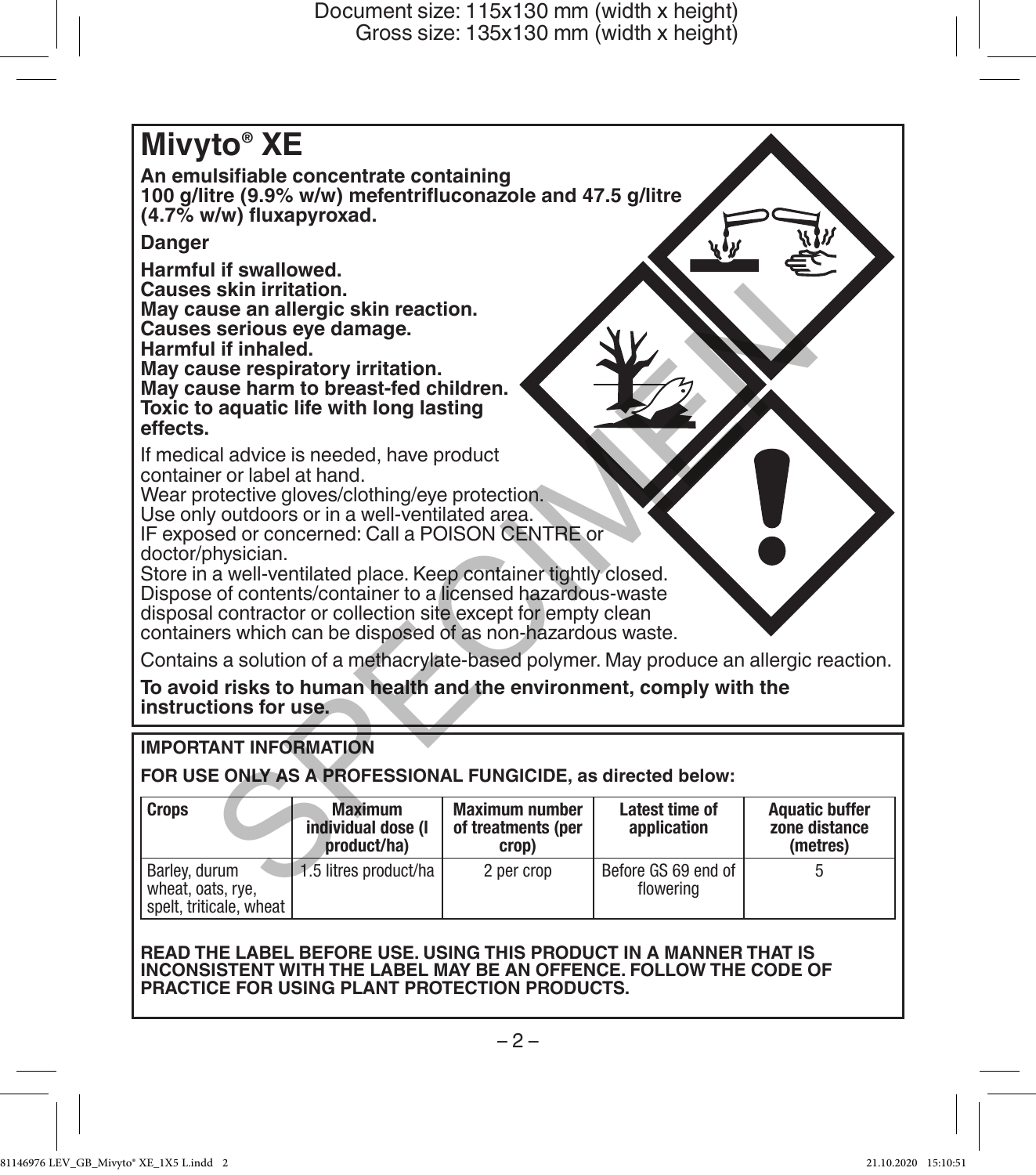# Mivyto® XE

**An emulsifiable concentrate containing 100 g/litre (9.9% w/w) mefentrifluconazole and 47.5 g/litre (4.7% w/w) fluxapyroxad.**

**Danger**

**Harmful if swallowed.**
**Causes skin irritation.**
**May cause an allergic skin reaction.**
**Causes serious eye damage.**
**Harmful if inhaled.**
**May cause respiratory irritation.**
**May cause harm to breast-fed children.**
**Toxic to aquatic life with long lasting effects.**

If medical advice is needed, have product container or label at hand.
Wear protective gloves/clothing/eye protection.
Use only outdoors or in a well-ventilated area.
IF exposed or concerned: Call a POISON CENTRE or doctor/physician.
Store in a well-ventilated place. Keep container tightly closed.
Dispose of contents/container to a licensed hazardous-waste disposal contractor or collection site except for empty clean containers which can be disposed of as non-hazardous waste.

Contains a solution of a methacrylate-based polymer. May produce an allergic reaction.

**To avoid risks to human health and the environment, comply with the instructions for use.**

**IMPORTANT INFORMATION**

**FOR USE ONLY AS A PROFESSIONAL FUNGICIDE, as directed below:**

| Crops | Maximum individual dose (l product/ha) | Maximum number of treatments (per crop) | Latest time of application | Aquatic buffer zone distance (metres) |
|---|---|---|---|---|
| Barley, durum wheat, oats, rye, spelt, triticale, wheat | 1.5 litres product/ha | 2 per crop | Before GS 69 end of flowering | 5 |

**READ THE LABEL BEFORE USE. USING THIS PRODUCT IN A MANNER THAT IS INCONSISTENT WITH THE LABEL MAY BE AN OFFENCE. FOLLOW THE CODE OF PRACTICE FOR USING PLANT PROTECTION PRODUCTS.**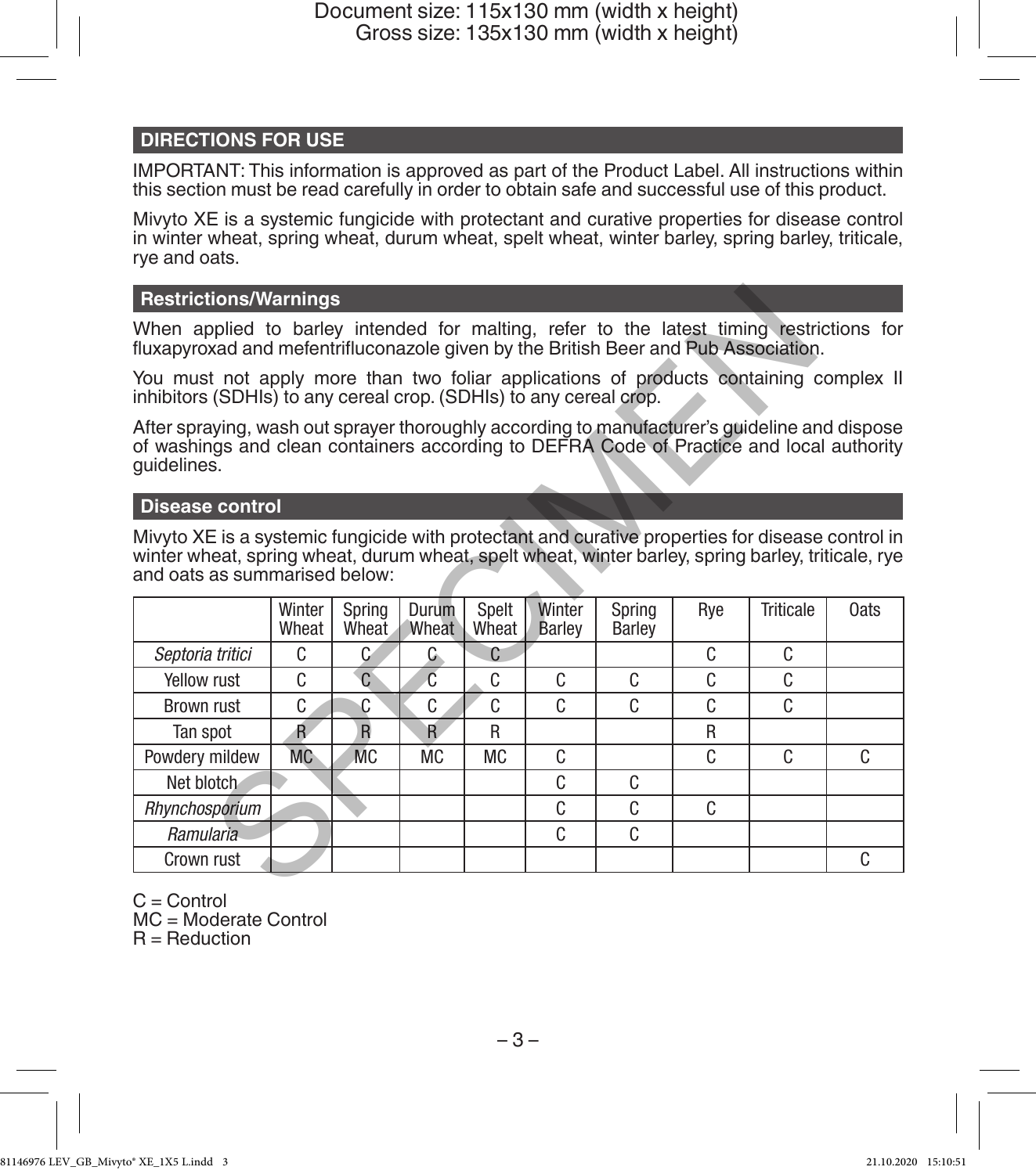## DIRECTIONS FOR USE

IMPORTANT: This information is approved as part of the Product Label. All instructions within this section must be read carefully in order to obtain safe and successful use of this product.

Mivyto XE is a systemic fungicide with protectant and curative properties for disease control in winter wheat, spring wheat, durum wheat, spelt wheat, winter barley, spring barley, triticale, rye and oats.

### Restrictions/Warnings

When applied to barley intended for malting, refer to the latest timing restrictions for fluxapyroxad and mefentrifluconazole given by the British Beer and Pub Association.

You must not apply more than two foliar applications of products containing complex II inhibitors (SDHIs) to any cereal crop. (SDHIs) to any cereal crop.

After spraying, wash out sprayer thoroughly according to manufacturer's guideline and dispose of washings and clean containers according to DEFRA Code of Practice and local authority guidelines.

### Disease control

Mivyto XE is a systemic fungicide with protectant and curative properties for disease control in winter wheat, spring wheat, durum wheat, spelt wheat, winter barley, spring barley, triticale, rye and oats as summarised below:

| | Winter Wheat | Spring Wheat | Durum Wheat | Spelt Wheat | Winter Barley | Spring Barley | Rye | Triticale | Oats |
|---|---|---|---|---|---|---|---|---|---|
| *Septoria tritici* | C | C | C | C | | | C | C | |
| Yellow rust | C | C | C | C | C | C | C | C | |
| Brown rust | C | C | C | C | C | C | C | C | |
| Tan spot | R | R | R | R | | | R | | |
| Powdery mildew | MC | MC | MC | MC | C | | C | C | C |
| Net blotch | | | | | C | C | | | |
| *Rhynchosporium* | | | | | C | C | C | | |
| *Ramularia* | | | | | C | C | | | |
| Crown rust | | | | | | | | | C |

C = Control
MC = Moderate Control
R = Reduction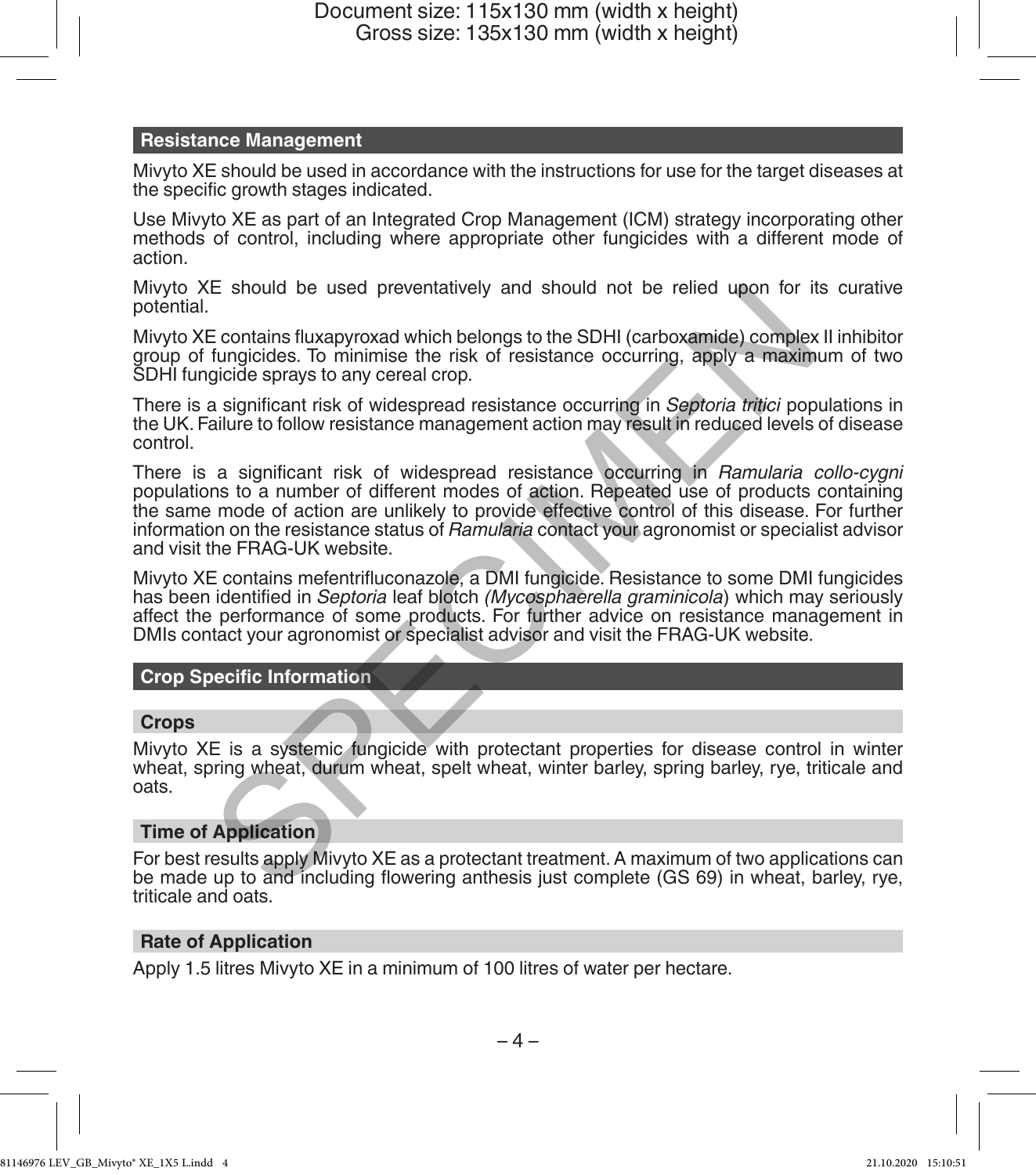## Resistance Management

Mivyto XE should be used in accordance with the instructions for use for the target diseases at the specific growth stages indicated.

Use Mivyto XE as part of an Integrated Crop Management (ICM) strategy incorporating other methods of control, including where appropriate other fungicides with a different mode of action.

Mivyto XE should be used preventatively and should not be relied upon for its curative potential.

Mivyto XE contains fluxapyroxad which belongs to the SDHI (carboxamide) complex II inhibitor group of fungicides. To minimise the risk of resistance occurring, apply a maximum of two SDHI fungicide sprays to any cereal crop.

There is a significant risk of widespread resistance occurring in *Septoria tritici* populations in the UK. Failure to follow resistance management action may result in reduced levels of disease control.

There is a significant risk of widespread resistance occurring in *Ramularia collo-cygni* populations to a number of different modes of action. Repeated use of products containing the same mode of action are unlikely to provide effective control of this disease. For further information on the resistance status of *Ramularia* contact your agronomist or specialist advisor and visit the FRAG-UK website.

Mivyto XE contains mefentrifluconazole, a DMI fungicide. Resistance to some DMI fungicides has been identified in *Septoria* leaf blotch *(Mycosphaerella graminicola*) which may seriously affect the performance of some products. For further advice on resistance management in DMIs contact your agronomist or specialist advisor and visit the FRAG-UK website.

## Crop Specific Information

### Crops

Mivyto XE is a systemic fungicide with protectant properties for disease control in winter wheat, spring wheat, durum wheat, spelt wheat, winter barley, spring barley, rye, triticale and oats.

### Time of Application

For best results apply Mivyto XE as a protectant treatment. A maximum of two applications can be made up to and including flowering anthesis just complete (GS 69) in wheat, barley, rye, triticale and oats.

### Rate of Application

Apply 1.5 litres Mivyto XE in a minimum of 100 litres of water per hectare.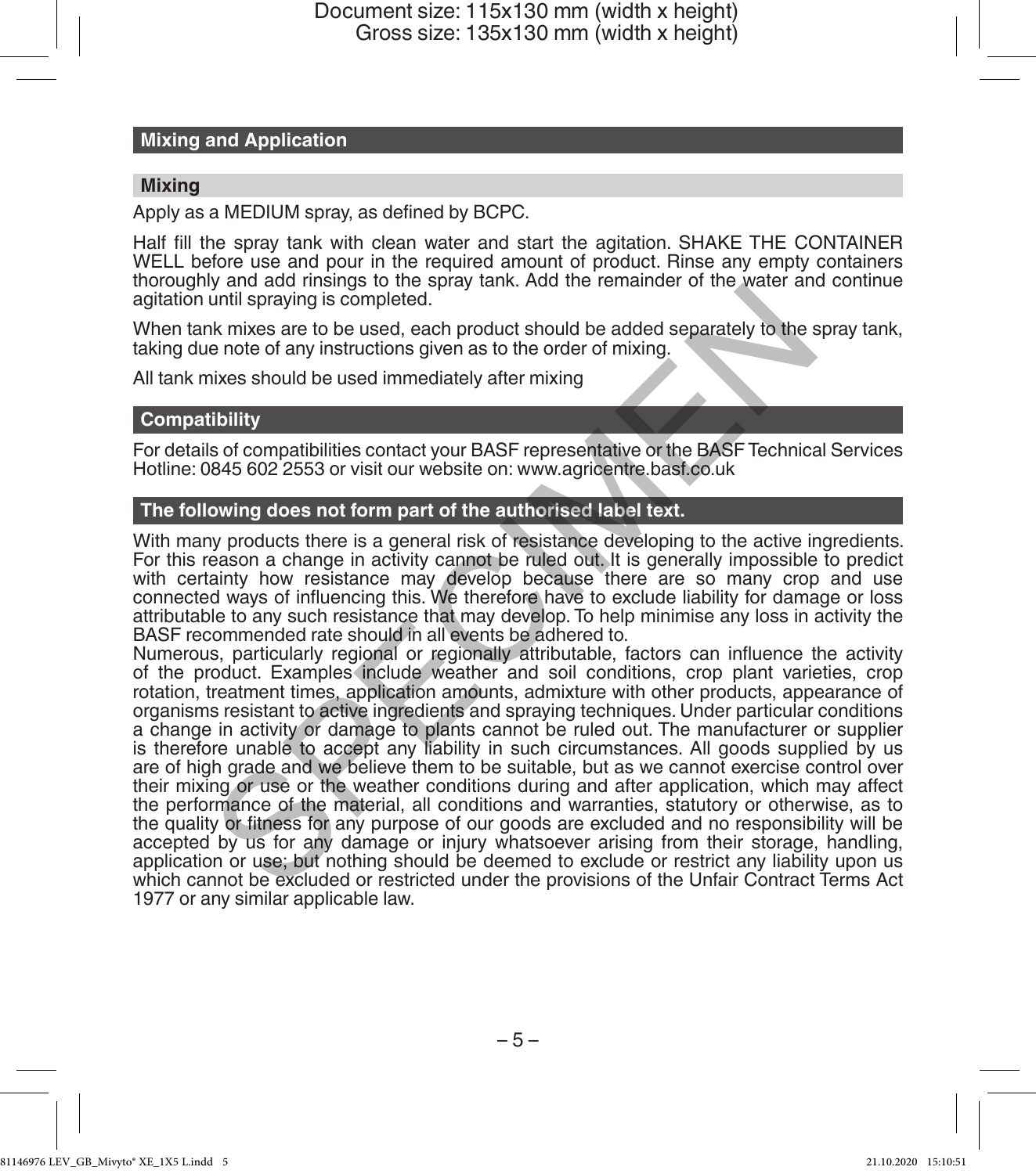## Mixing and Application

### Mixing

Apply as a MEDIUM spray, as defined by BCPC.

Half fill the spray tank with clean water and start the agitation. SHAKE THE CONTAINER WELL before use and pour in the required amount of product. Rinse any empty containers thoroughly and add rinsings to the spray tank. Add the remainder of the water and continue agitation until spraying is completed.

When tank mixes are to be used, each product should be added separately to the spray tank, taking due note of any instructions given as to the order of mixing.

All tank mixes should be used immediately after mixing

## Compatibility

For details of compatibilities contact your BASF representative or the BASF Technical Services Hotline: 0845 602 2553 or visit our website on: www.agricentre.basf.co.uk

## The following does not form part of the authorised label text.

With many products there is a general risk of resistance developing to the active ingredients. For this reason a change in activity cannot be ruled out. It is generally impossible to predict with certainty how resistance may develop because there are so many crop and use connected ways of influencing this. We therefore have to exclude liability for damage or loss attributable to any such resistance that may develop. To help minimise any loss in activity the BASF recommended rate should in all events be adhered to.

Numerous, particularly regional or regionally attributable, factors can influence the activity of the product. Examples include weather and soil conditions, crop plant varieties, crop rotation, treatment times, application amounts, admixture with other products, appearance of organisms resistant to active ingredients and spraying techniques. Under particular conditions a change in activity or damage to plants cannot be ruled out. The manufacturer or supplier is therefore unable to accept any liability in such circumstances. All goods supplied by us are of high grade and we believe them to be suitable, but as we cannot exercise control over their mixing or use or the weather conditions during and after application, which may affect the performance of the material, all conditions and warranties, statutory or otherwise, as to the quality or fitness for any purpose of our goods are excluded and no responsibility will be accepted by us for any damage or injury whatsoever arising from their storage, handling, application or use; but nothing should be deemed to exclude or restrict any liability upon us which cannot be excluded or restricted under the provisions of the Unfair Contract Terms Act 1977 or any similar applicable law.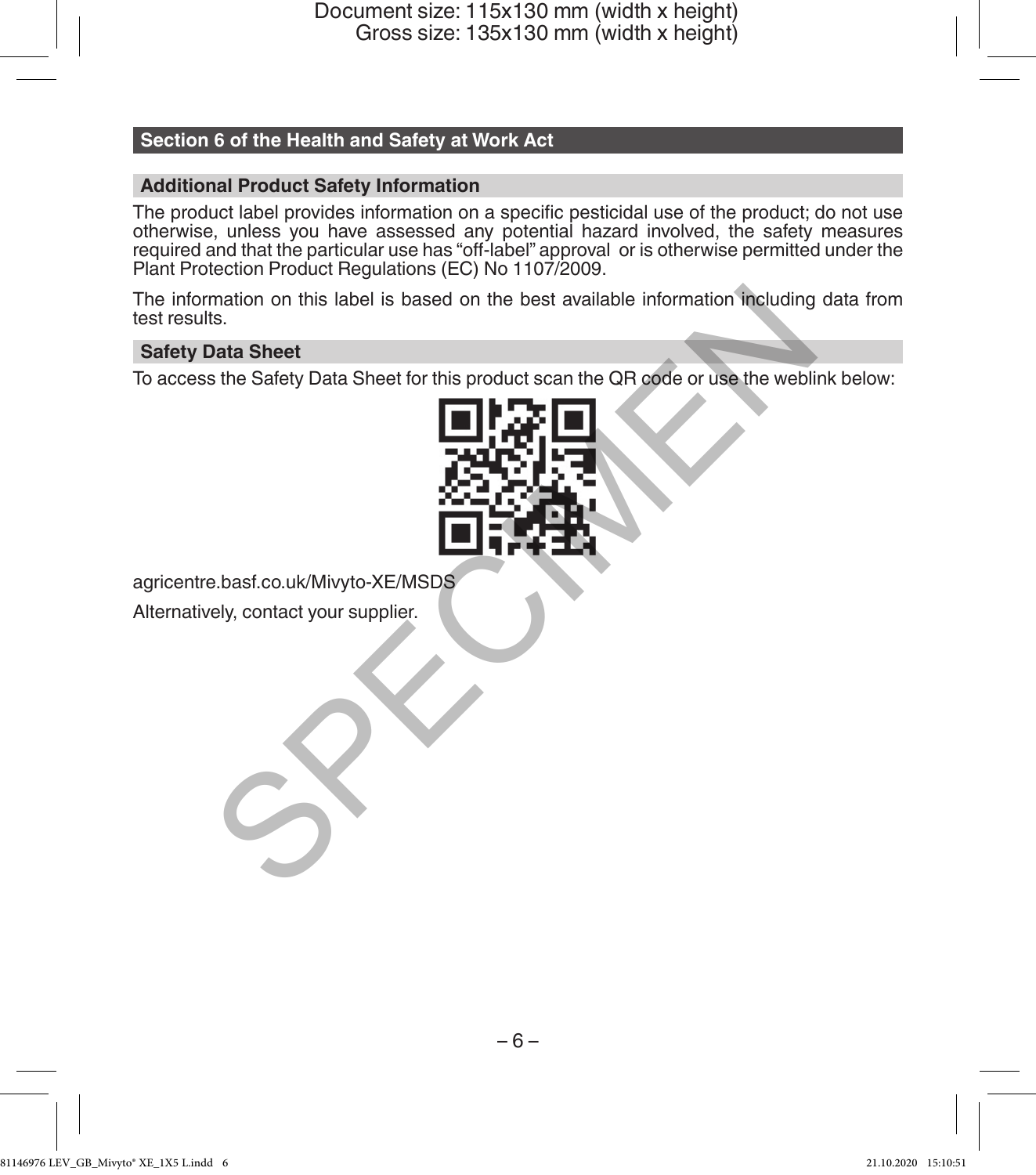## Section 6 of the Health and Safety at Work Act

### Additional Product Safety Information

The product label provides information on a specific pesticidal use of the product; do not use otherwise, unless you have assessed any potential hazard involved, the safety measures required and that the particular use has "off-label" approval or is otherwise permitted under the Plant Protection Product Regulations (EC) No 1107/2009.

The information on this label is based on the best available information including data from test results.

### Safety Data Sheet

To access the Safety Data Sheet for this product scan the QR code or use the weblink below:

agricentre.basf.co.uk/Mivyto-XE/MSDS

Alternatively, contact your supplier.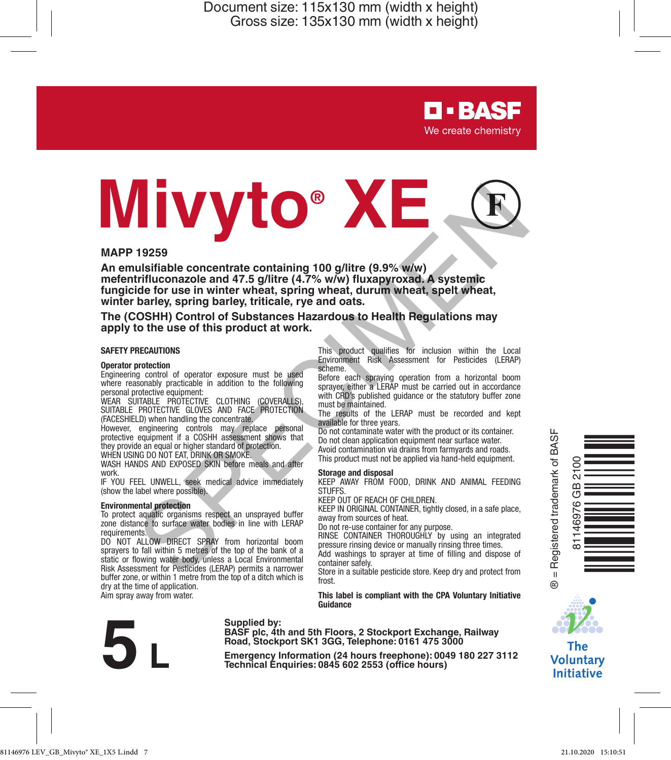Document size: 115x130 mm (width x height)
Gross size: 135x130 mm (width x height)

BASF
We create chemistry

# Mivyto® XE

(F)

**MAPP 19259**

**An emulsifiable concentrate containing 100 g/litre (9.9% w/w) mefentrifluconazole and 47.5 g/litre (4.7% w/w) fluxapyroxad. A systemic fungicide for use in winter wheat, spring wheat, durum wheat, spelt wheat, winter barley, spring barley, triticale, rye and oats.**

**The (COSHH) Control of Substances Hazardous to Health Regulations may apply to the use of this product at work.**

## SAFETY PRECAUTIONS

### Operator protection

Engineering control of operator exposure must be used where reasonably practicable in addition to the following personal protective equipment:

WEAR SUITABLE PROTECTIVE CLOTHING (COVERALLS), SUITABLE PROTECTIVE GLOVES AND FACE PROTECTION (FACESHIELD) when handling the concentrate.

However, engineering controls may replace personal protective equipment if a COSHH assessment shows that they provide an equal or higher standard of protection.

WHEN USING DO NOT EAT, DRINK OR SMOKE.

WASH HANDS AND EXPOSED SKIN before meals and after work.

IF YOU FEEL UNWELL, seek medical advice immediately (show the label where possible).

### Environmental protection

To protect aquatic organisms respect an unsprayed buffer zone distance to surface water bodies in line with LERAP requirements.

DO NOT ALLOW DIRECT SPRAY from horizontal boom sprayers to fall within 5 metres of the top of the bank of a static or flowing water body, unless a Local Environmental Risk Assessment for Pesticides (LERAP) permits a narrower buffer zone, or within 1 metre from the top of a ditch which is dry at the time of application.

Aim spray away from water.

This product qualifies for inclusion within the Local Environment Risk Assessment for Pesticides (LERAP) scheme.

Before each spraying operation from a horizontal boom sprayer, either a LERAP must be carried out in accordance with CRD's published guidance or the statutory buffer zone must be maintained.

The results of the LERAP must be recorded and kept available for three years.

Do not contaminate water with the product or its container.

Do not clean application equipment near surface water.

Avoid contamination via drains from farmyards and roads.

This product must not be applied via hand-held equipment.

### Storage and disposal

KEEP AWAY FROM FOOD, DRINK AND ANIMAL FEEDING STUFFS.

KEEP OUT OF REACH OF CHILDREN.

KEEP IN ORIGINAL CONTAINER, tightly closed, in a safe place, away from sources of heat.

Do not re-use container for any purpose.

RINSE CONTAINER THOROUGHLY by using an integrated pressure rinsing device or manually rinsing three times.

Add washings to sprayer at time of filling and dispose of container safely.

Store in a suitable pesticide store. Keep dry and protect from frost.

**This label is compliant with the CPA Voluntary Initiative Guidance**

® = Registered trademark of BASF

81146976 GB 2100

The Voluntary Initiative

# 5 L

**Supplied by:**
**BASF plc, 4th and 5th Floors, 2 Stockport Exchange, Railway Road, Stockport SK1 3GG, Telephone: 0161 475 3000**

**Emergency Information (24 hours freephone): 0049 180 227 3112**
**Technical Enquiries: 0845 602 2553 (office hours)**